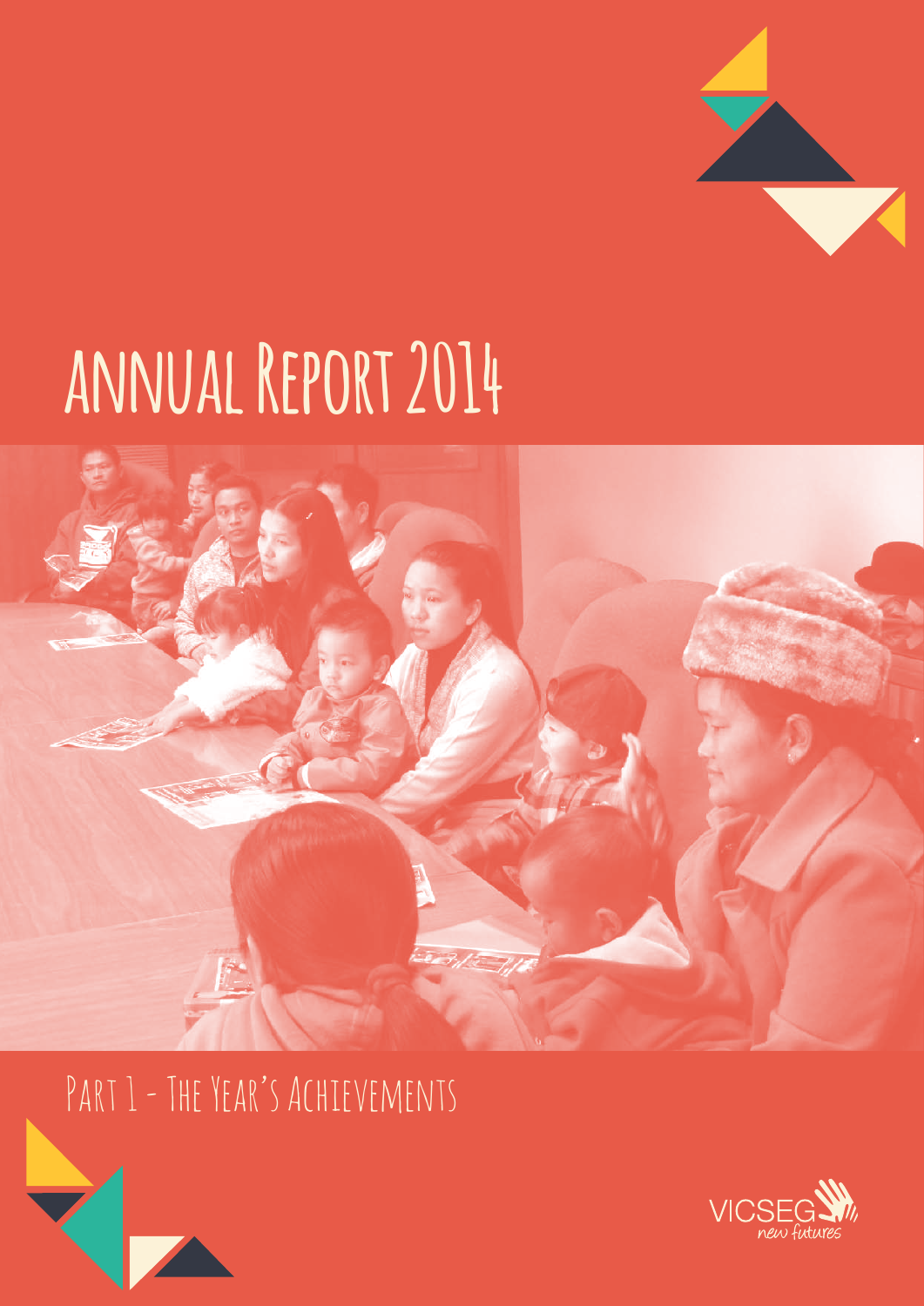# annual Report 2014

## Part 1 - The Year's Achievements

VICSEG
new futures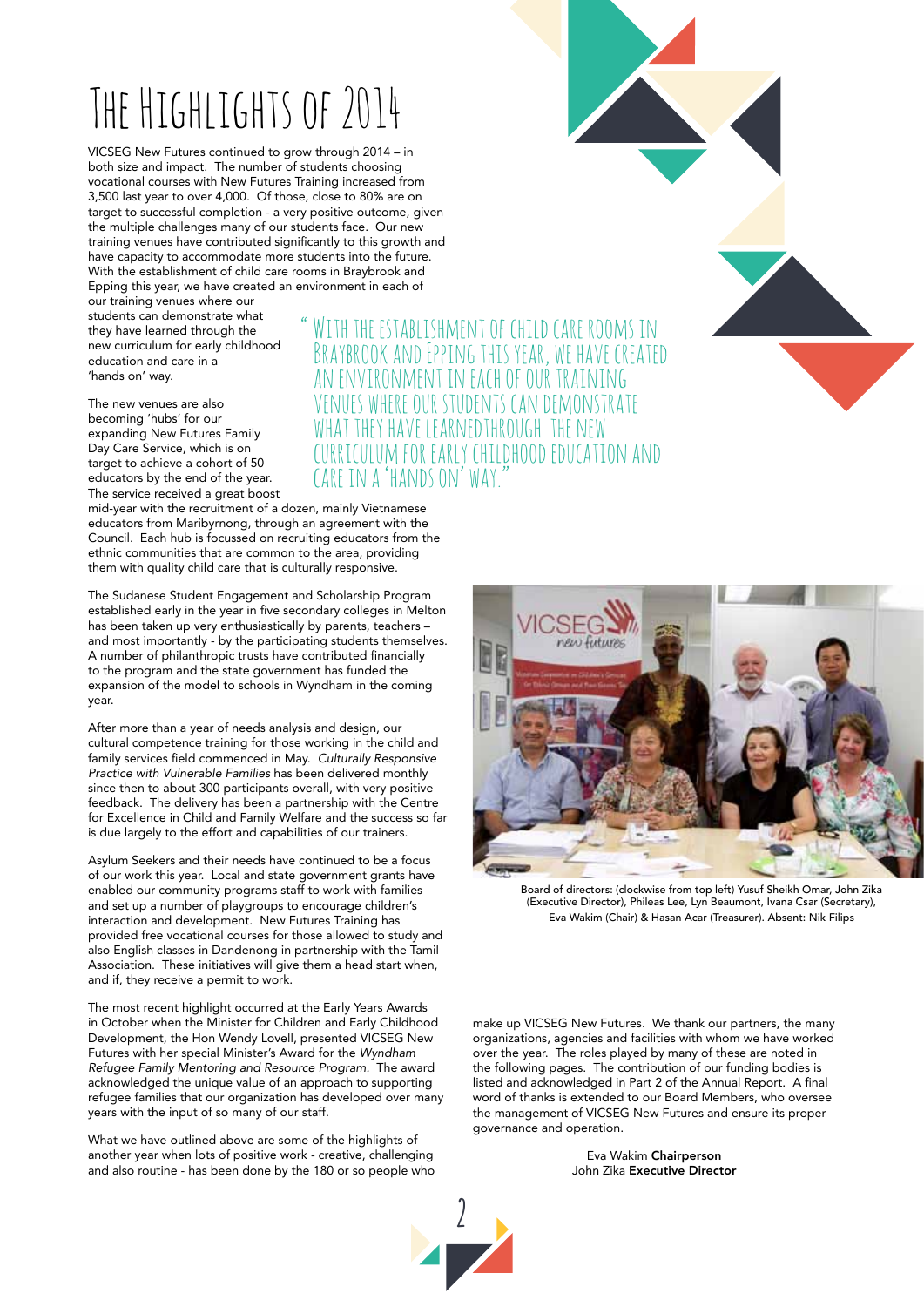# The Highlights of 2014

VICSEG New Futures continued to grow through 2014 – in both size and impact. The number of students choosing vocational courses with New Futures Training increased from 3,500 last year to over 4,000. Of those, close to 80% are on target to successful completion - a very positive outcome, given the multiple challenges many of our students face. Our new training venues have contributed significantly to this growth and have capacity to accommodate more students into the future. With the establishment of child care rooms in Braybrook and Epping this year, we have created an environment in each of our training venues where our students can demonstrate what they have learned through the new curriculum for early childhood education and care in a 'hands on' way.

> "With the establishment of child care rooms in Braybrook and Epping this year, we have created an environment in each of our training venues where our students can demonstrate what they have learned through the new curriculum for early childhood education and care in a 'hands on' way."

The new venues are also becoming 'hubs' for our expanding New Futures Family Day Care Service, which is on target to achieve a cohort of 50 educators by the end of the year. The service received a great boost mid-year with the recruitment of a dozen, mainly Vietnamese educators from Maribyrnong, through an agreement with the Council. Each hub is focussed on recruiting educators from the ethnic communities that are common to the area, providing them with quality child care that is culturally responsive.

The Sudanese Student Engagement and Scholarship Program established early in the year in five secondary colleges in Melton has been taken up very enthusiastically by parents, teachers – and most importantly - by the participating students themselves. A number of philanthropic trusts have contributed financially to the program and the state government has funded the expansion of the model to schools in Wyndham in the coming year.

After more than a year of needs analysis and design, our cultural competence training for those working in the child and family services field commenced in May. *Culturally Responsive Practice with Vulnerable Families* has been delivered monthly since then to about 300 participants overall, with very positive feedback. The delivery has been a partnership with the Centre for Excellence in Child and Family Welfare and the success so far is due largely to the effort and capabilities of our trainers.

Asylum Seekers and their needs have continued to be a focus of our work this year. Local and state government grants have enabled our community programs staff to work with families and set up a number of playgroups to encourage children's interaction and development. New Futures Training has provided free vocational courses for those allowed to study and also English classes in Dandenong in partnership with the Tamil Association. These initiatives will give them a head start when, and if, they receive a permit to work.

The most recent highlight occurred at the Early Years Awards in October when the Minister for Children and Early Childhood Development, the Hon Wendy Lovell, presented VICSEG New Futures with her special Minister's Award for the *Wyndham Refugee Family Mentoring and Resource Program*. The award acknowledged the unique value of an approach to supporting refugee families that our organization has developed over many years with the input of so many of our staff.

What we have outlined above are some of the highlights of another year when lots of positive work - creative, challenging and also routine - has been done by the 180 or so people who make up VICSEG New Futures. We thank our partners, the many organizations, agencies and facilities with whom we have worked over the year. The roles played by many of these are noted in the following pages. The contribution of our funding bodies is listed and acknowledged in Part 2 of the Annual Report. A final word of thanks is extended to our Board Members, who oversee the management of VICSEG New Futures and ensure its proper governance and operation.

Board of directors: (clockwise from top left) Yusuf Sheikh Omar, John Zika (Executive Director), Phileas Lee, Lyn Beaumont, Ivana Csar (Secretary), Eva Wakim (Chair) & Hasan Acar (Treasurer). Absent: Nik Filips

Eva Wakim **Chairperson**
John Zika **Executive Director**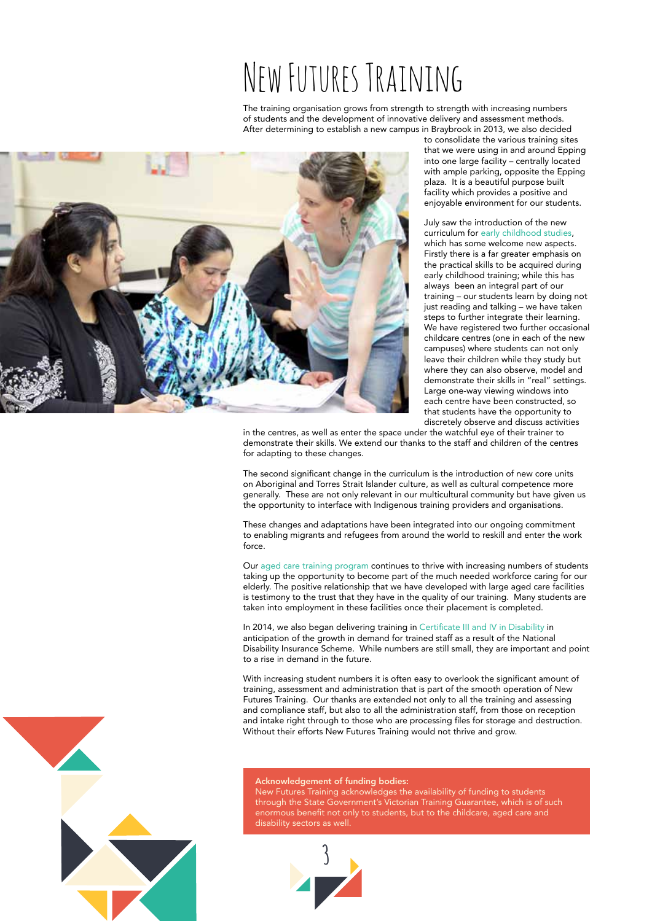# New Futures Training

The training organisation grows from strength to strength with increasing numbers of students and the development of innovative delivery and assessment methods. After determining to establish a new campus in Braybrook in 2013, we also decided to consolidate the various training sites that we were using in and around Epping into one large facility – centrally located with ample parking, opposite the Epping plaza. It is a beautiful purpose built facility which provides a positive and enjoyable environment for our students.

July saw the introduction of the new curriculum for early childhood studies, which has some welcome new aspects. Firstly there is a far greater emphasis on the practical skills to be acquired during early childhood training; while this has always been an integral part of our training – our students learn by doing not just reading and talking – we have taken steps to further integrate their learning. We have registered two further occasional childcare centres (one in each of the new campuses) where students can not only leave their children while they study but where they can also observe, model and demonstrate their skills in "real" settings. Large one-way viewing windows into each centre have been constructed, so that students have the opportunity to discretely observe and discuss activities in the centres, as well as enter the space under the watchful eye of their trainer to demonstrate their skills. We extend our thanks to the staff and children of the centres for adapting to these changes.

The second significant change in the curriculum is the introduction of new core units on Aboriginal and Torres Strait Islander culture, as well as cultural competence more generally. These are not only relevant in our multicultural community but have given us the opportunity to interface with Indigenous training providers and organisations.

These changes and adaptations have been integrated into our ongoing commitment to enabling migrants and refugees from around the world to reskill and enter the work force.

Our aged care training program continues to thrive with increasing numbers of students taking up the opportunity to become part of the much needed workforce caring for our elderly. The positive relationship that we have developed with large aged care facilities is testimony to the trust that they have in the quality of our training. Many students are taken into employment in these facilities once their placement is completed.

In 2014, we also began delivering training in Certificate III and IV in Disability in anticipation of the growth in demand for trained staff as a result of the National Disability Insurance Scheme. While numbers are still small, they are important and point to a rise in demand in the future.

With increasing student numbers it is often easy to overlook the significant amount of training, assessment and administration that is part of the smooth operation of New Futures Training. Our thanks are extended not only to all the training and assessing and compliance staff, but also to all the administration staff, from those on reception and intake right through to those who are processing files for storage and destruction. Without their efforts New Futures Training would not thrive and grow.

**Acknowledgement of funding bodies:**
New Futures Training acknowledges the availability of funding to students through the State Government's Victorian Training Guarantee, which is of such enormous benefit not only to students, but to the childcare, aged care and disability sectors as well.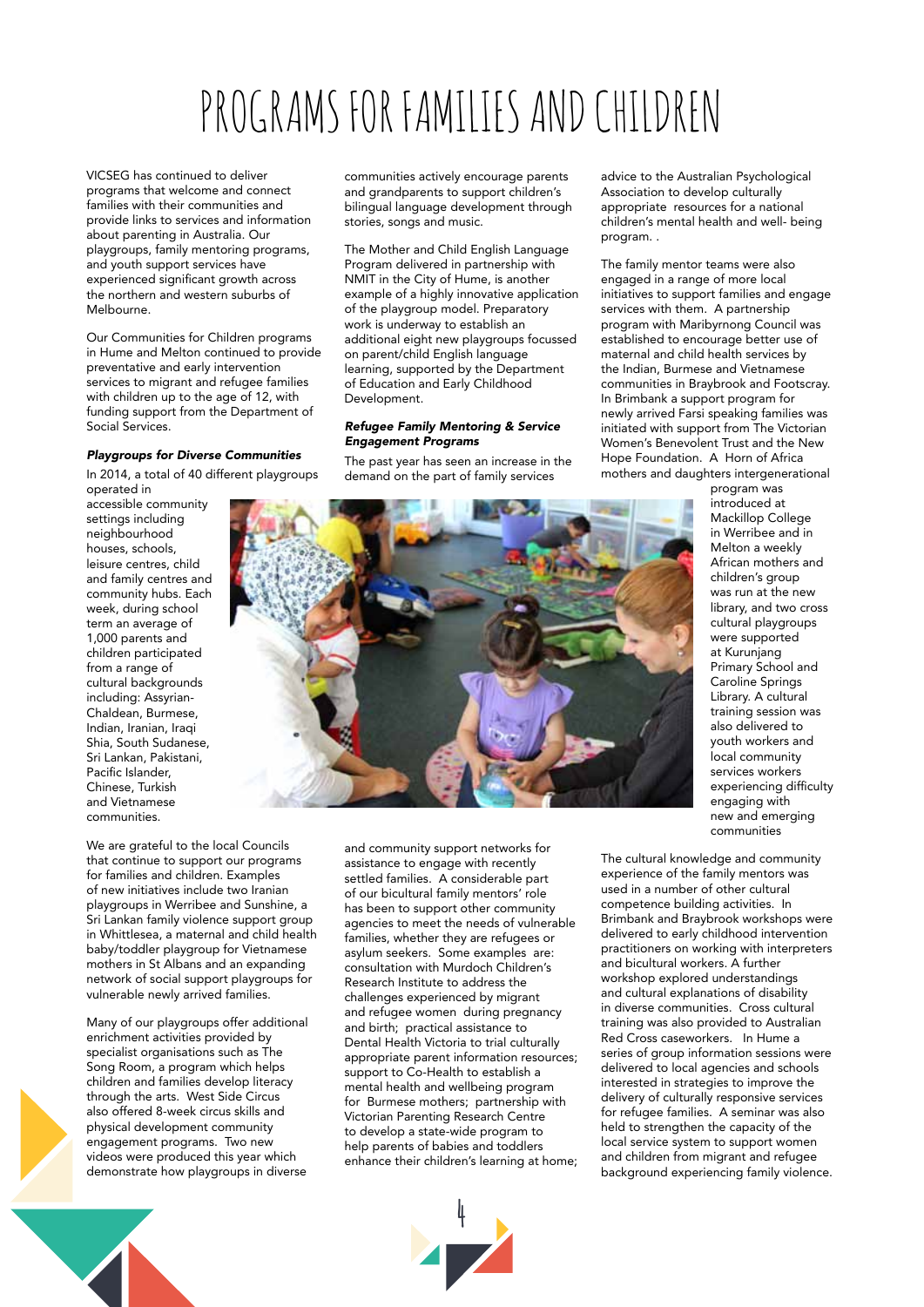# PROGRAMS FOR FAMILIES AND CHILDREN

VICSEG has continued to deliver programs that welcome and connect families with their communities and provide links to services and information about parenting in Australia. Our playgroups, family mentoring programs, and youth support services have experienced significant growth across the northern and western suburbs of Melbourne.

Our Communities for Children programs in Hume and Melton continued to provide preventative and early intervention services to migrant and refugee families with children up to the age of 12, with funding support from the Department of Social Services.

### *Playgroups for Diverse Communities*

In 2014, a total of 40 different playgroups operated in accessible community settings including neighbourhood houses, schools, leisure centres, child and family centres and community hubs. Each week, during school term an average of 1,000 parents and children participated from a range of cultural backgrounds including: Assyrian-Chaldean, Burmese, Indian, Iranian, Iraqi Shia, South Sudanese, Sri Lankan, Pakistani, Pacific Islander, Chinese, Turkish and Vietnamese communities.

We are grateful to the local Councils that continue to support our programs for families and children. Examples of new initiatives include two Iranian playgroups in Werribee and Sunshine, a Sri Lankan family violence support group in Whittlesea, a maternal and child health baby/toddler playgroup for Vietnamese mothers in St Albans and an expanding network of social support playgroups for vulnerable newly arrived families.

Many of our playgroups offer additional enrichment activities provided by specialist organisations such as The Song Room, a program which helps children and families develop literacy through the arts. West Side Circus also offered 8-week circus skills and physical development community engagement programs. Two new videos were produced this year which demonstrate how playgroups in diverse communities actively encourage parents and grandparents to support children's bilingual language development through stories, songs and music.

The Mother and Child English Language Program delivered in partnership with NMIT in the City of Hume, is another example of a highly innovative application of the playgroup model. Preparatory work is underway to establish an additional eight new playgroups focussed on parent/child English language learning, supported by the Department of Education and Early Childhood Development.

### *Refugee Family Mentoring & Service Engagement Programs*

The past year has seen an increase in the demand on the part of family services and community support networks for assistance to engage with recently settled families. A considerable part of our bicultural family mentors' role has been to support other community agencies to meet the needs of vulnerable families, whether they are refugees or asylum seekers. Some examples are: consultation with Murdoch Children's Research Institute to address the challenges experienced by migrant and refugee women during pregnancy and birth; practical assistance to Dental Health Victoria to trial culturally appropriate parent information resources; support to Co-Health to establish a mental health and wellbeing program for Burmese mothers; partnership with Victorian Parenting Research Centre to develop a state-wide program to help parents of babies and toddlers enhance their children's learning at home; advice to the Australian Psychological Association to develop culturally appropriate resources for a national children's mental health and well- being program. .

The family mentor teams were also engaged in a range of more local initiatives to support families and engage services with them. A partnership program with Maribyrnong Council was established to encourage better use of maternal and child health services by the Indian, Burmese and Vietnamese communities in Braybrook and Footscray. In Brimbank a support program for newly arrived Farsi speaking families was initiated with support from The Victorian Women's Benevolent Trust and the New Hope Foundation. A Horn of Africa mothers and daughters intergenerational program was introduced at Mackillop College in Werribee and in Melton a weekly African mothers and children's group was run at the new library, and two cross cultural playgroups were supported at Kurunjang Primary School and Caroline Springs Library. A cultural training session was also delivered to youth workers and local community services workers experiencing difficulty engaging with new and emerging communities

The cultural knowledge and community experience of the family mentors was used in a number of other cultural competence building activities. In Brimbank and Braybrook workshops were delivered to early childhood intervention practitioners on working with interpreters and bicultural workers. A further workshop explored understandings and cultural explanations of disability in diverse communities. Cross cultural training was also provided to Australian Red Cross caseworkers. In Hume a series of group information sessions were delivered to local agencies and schools interested in strategies to improve the delivery of culturally responsive services for refugee families. A seminar was also held to strengthen the capacity of the local service system to support women and children from migrant and refugee background experiencing family violence.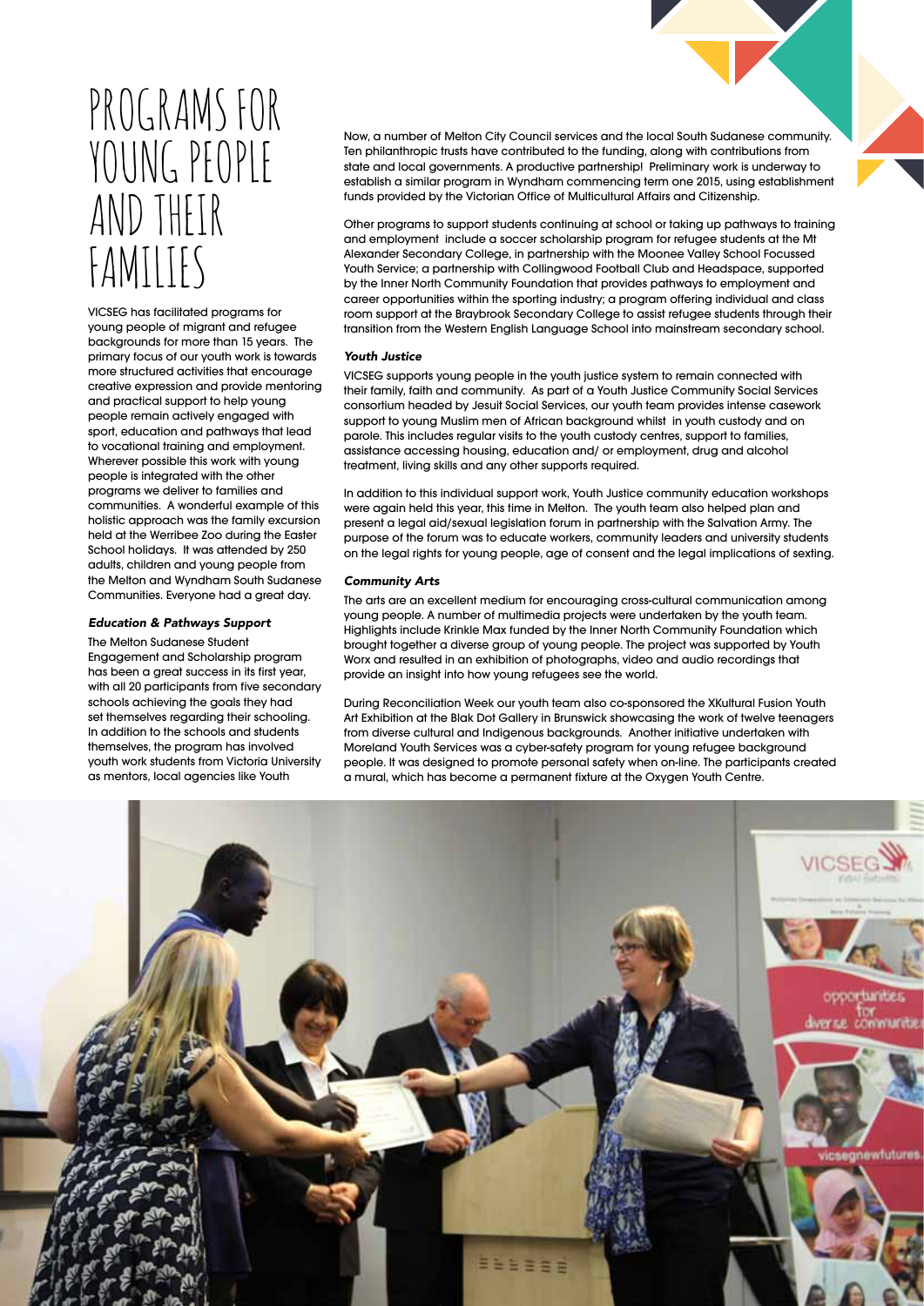# PROGRAMS FOR YOUNG PEOPLE AND THEIR FAMILIES

VICSEG has facilitated programs for young people of migrant and refugee backgrounds for more than 15 years. The primary focus of our youth work is towards more structured activities that encourage creative expression and provide mentoring and practical support to help young people remain actively engaged with sport, education and pathways that lead to vocational training and employment. Wherever possible this work with young people is integrated with the other programs we deliver to families and communities. A wonderful example of this holistic approach was the family excursion held at the Werribee Zoo during the Easter School holidays. It was attended by 250 adults, children and young people from the Melton and Wyndham South Sudanese Communities. Everyone had a great day.

### *Education & Pathways Support*

The Melton Sudanese Student Engagement and Scholarship program has been a great success in its first year, with all 20 participants from five secondary schools achieving the goals they had set themselves regarding their schooling. In addition to the schools and students themselves, the program has involved youth work students from Victoria University as mentors, local agencies like Youth Now, a number of Melton City Council services and the local South Sudanese community. Ten philanthropic trusts have contributed to the funding, along with contributions from state and local governments. A productive partnership! Preliminary work is underway to establish a similar program in Wyndham commencing term one 2015, using establishment funds provided by the Victorian Office of Multicultural Affairs and Citizenship.

Other programs to support students continuing at school or taking up pathways to training and employment include a soccer scholarship program for refugee students at the Mt Alexander Secondary College, in partnership with the Moonee Valley School Focussed Youth Service; a partnership with Collingwood Football Club and Headspace, supported by the Inner North Community Foundation that provides pathways to employment and career opportunities within the sporting industry; a program offering individual and class room support at the Braybrook Secondary College to assist refugee students through their transition from the Western English Language School into mainstream secondary school.

### *Youth Justice*

VICSEG supports young people in the youth justice system to remain connected with their family, faith and community. As part of a Youth Justice Community Social Services consortium headed by Jesuit Social Services, our youth team provides intense casework support to young Muslim men of African background whilst in youth custody and on parole. This includes regular visits to the youth custody centres, support to families, assistance accessing housing, education and/ or employment, drug and alcohol treatment, living skills and any other supports required.

In addition to this individual support work, Youth Justice community education workshops were again held this year, this time in Melton. The youth team also helped plan and present a legal aid/sexual legislation forum in partnership with the Salvation Army. The purpose of the forum was to educate workers, community leaders and university students on the legal rights for young people, age of consent and the legal implications of sexting.

### *Community Arts*

The arts are an excellent medium for encouraging cross-cultural communication among young people. A number of multimedia projects were undertaken by the youth team. Highlights include Krinkle Max funded by the Inner North Community Foundation which brought together a diverse group of young people. The project was supported by Youth Worx and resulted in an exhibition of photographs, video and audio recordings that provide an insight into how young refugees see the world.

During Reconciliation Week our youth team also co-sponsored the XKultural Fusion Youth Art Exhibition at the Blak Dot Gallery in Brunswick showcasing the work of twelve teenagers from diverse cultural and Indigenous backgrounds. Another initiative undertaken with Moreland Youth Services was a cyber-safety program for young refugee background people. It was designed to promote personal safety when on-line. The participants created a mural, which has become a permanent fixture at the Oxygen Youth Centre.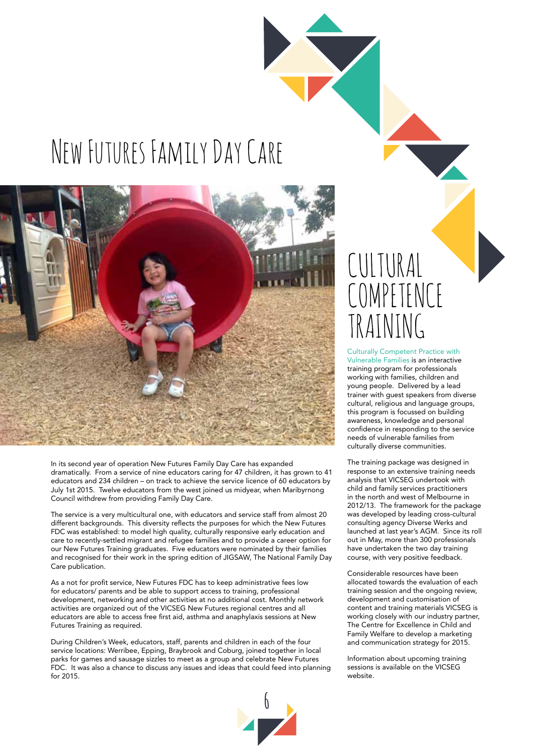# New Futures Family Day Care

In its second year of operation New Futures Family Day Care has expanded dramatically. From a service of nine educators caring for 47 children, it has grown to 41 educators and 234 children – on track to achieve the service licence of 60 educators by July 1st 2015. Twelve educators from the west joined us midyear, when Maribyrnong Council withdrew from providing Family Day Care.

The service is a very multicultural one, with educators and service staff from almost 20 different backgrounds. This diversity reflects the purposes for which the New Futures FDC was established: to model high quality, culturally responsive early education and care to recently-settled migrant and refugee families and to provide a career option for our New Futures Training graduates. Five educators were nominated by their families and recognised for their work in the spring edition of JIGSAW, The National Family Day Care publication.

As a not for profit service, New Futures FDC has to keep administrative fees low for educators/ parents and be able to support access to training, professional development, networking and other activities at no additional cost. Monthly network activities are organized out of the VICSEG New Futures regional centres and all educators are able to access free first aid, asthma and anaphylaxis sessions at New Futures Training as required.

During Children's Week, educators, staff, parents and children in each of the four service locations: Werribee, Epping, Braybrook and Coburg, joined together in local parks for games and sausage sizzles to meet as a group and celebrate New Futures FDC. It was also a chance to discuss any issues and ideas that could feed into planning for 2015.

# Cultural Competence Training

Culturally Competent Practice with Vulnerable Families is an interactive training program for professionals working with families, children and young people. Delivered by a lead trainer with guest speakers from diverse cultural, religious and language groups, this program is focussed on building awareness, knowledge and personal confidence in responding to the service needs of vulnerable families from culturally diverse communities.

The training package was designed in response to an extensive training needs analysis that VICSEG undertook with child and family services practitioners in the north and west of Melbourne in 2012/13. The framework for the package was developed by leading cross-cultural consulting agency Diverse Werks and launched at last year's AGM. Since its roll out in May, more than 300 professionals have undertaken the two day training course, with very positive feedback.

Considerable resources have been allocated towards the evaluation of each training session and the ongoing review, development and customisation of content and training materials VICSEG is working closely with our industry partner, The Centre for Excellence in Child and Family Welfare to develop a marketing and communication strategy for 2015.

Information about upcoming training sessions is available on the VICSEG website.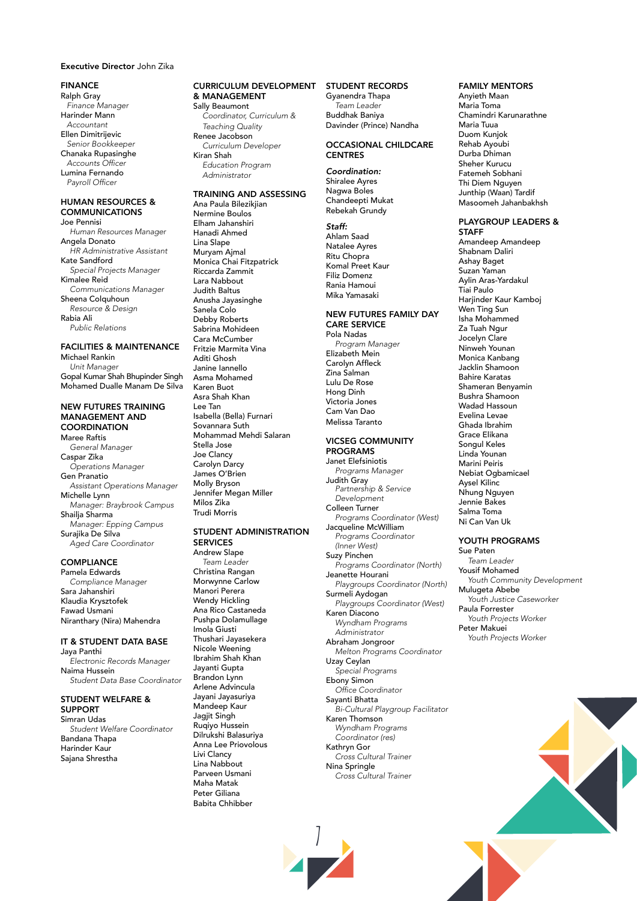**Executive Director** John Zika

## FINANCE

Ralph Gray
*Finance Manager*
Harinder Mann
*Accountant*
Ellen Dimitrijevic
*Senior Bookkeeper*
Chanaka Rupasinghe
*Accounts Officer*
Lumina Fernando
*Payroll Officer*

## HUMAN RESOURCES & COMMUNICATIONS

Joe Pennisi
*Human Resources Manager*
Angela Donato
*HR Administrative Assistant*
Kate Sandford
*Special Projects Manager*
Kimalee Reid
*Communications Manager*
Sheena Colquhoun
*Resource & Design*
Rabia Ali
*Public Relations*

## FACILITIES & MAINTENANCE

Michael Rankin
*Unit Manager*
Gopal Kumar Shah Bhupinder Singh
Mohamed Dualle Manam De Silva

## NEW FUTURES TRAINING MANAGEMENT AND COORDINATION

Maree Raftis
*General Manager*
Caspar Zika
*Operations Manager*
Gen Pratumpoom
*Assistant Operations Manager*
Michelle Lynn
*Manager: Braybrook Campus*
Shailja Sharma
*Manager: Epping Campus*
Surajika De Silva
*Aged Care Coordinator*

## COMPLIANCE

Pamela Edwards
*Compliance Manager*
Sara Jahanshiri
Klaudia Krysztofek
Fawad Usmani
Niranthary (Nira) Mahendra

## IT & STUDENT DATA BASE

Jaya Panthi
*Electronic Records Manager*
Naima Hussein
*Student Data Base Coordinator*

## STUDENT WELFARE & SUPPORT

Simran Udas
*Student Welfare Coordinator*
Bandana Thapa
Harinder Kaur
Sajana Shrestha

## CURRICULUM DEVELOPMENT & MANAGEMENT

Sally Beaumont
*Coordinator, Curriculum & Teaching Quality*
Renee Jacobson
*Curriculum Developer*
Kiran Shah
*Education Program Administrator*

## TRAINING AND ASSESSING

Ana Paula Bilezikjian
Nermine Boulos
Elham Jahanshiri
Hanadi Ahmed
Lina Slape
Muryam Ajmal
Monica Chai Fitzpatrick
Riccarda Zammit
Lara Nabbout
Judith Baltus
Anusha Jayasinghe
Sanela Colo
Debby Roberts
Sabrina Mohideen
Cara McCumber
Fritzie Marmita Vina
Aditi Ghosh
Janine Iannello
Asma Mohamed
Karen Buot
Asra Shah Khan
Lee Tan
Isabella (Bella) Furnari
Sovannara Suth
Mohammad Mehdi Salaran
Stella Jose
Joe Clancy
Carolyn Darcy
James O'Brien
Molly Bryson
Jennifer Megan Miller
Milos Zika
Trudi Morris

## STUDENT ADMINISTRATION SERVICES

Andrew Slape
*Team Leader*
Christina Rangan
Morwynne Carlow
Manori Perera
Wendy Hickling
Ana Rico Castaneda
Pushpa Dolamullage
Imola Giusti
Thushari Jayasekera
Nicole Weening
Ibrahim Shah Khan
Jayanti Gupta
Brandon Lynn
Arlene Advincula
Jayani Jayasuriya
Mandeep Kaur
Jagjit Singh
Ruqiyo Hussein
Dilrukshi Balasuriya
Anna Lee Priovolous
Livi Clancy
Lina Nabbout
Parveen Usmani
Maha Matak
Peter Giliana
Babita Chhibber

## STUDENT RECORDS

Gyanendra Thapa
*Team Leader*
Buddhak Baniya
Davinder (Prince) Nandha

## OCCASIONAL CHILDCARE CENTRES

***Coordination:***
Shiralee Ayres
Nagwa Boles
Chandeepti Mukat
Rebekah Grundy

***Staff:***
Ahlam Saad
Natalee Ayres
Ritu Chopra
Komal Preet Kaur
Filiz Domenz
Rania Hamoui
Mika Yamasaki

## NEW FUTURES FAMILY DAY CARE SERVICE

Pola Nadas
*Program Manager*
Elizabeth Mein
Carolyn Affleck
Zina Salman
Lulu De Rose
Hong Dinh
Victoria Jones
Cam Van Dao
Melissa Taranto

## VICSEG COMMUNITY PROGRAMS

Janet Elefsiniotis
*Programs Manager*
Judith Gray
*Partnership & Service Development*
Colleen Turner
*Programs Coordinator (West)*
Jacqueline McWilliam
*Programs Coordinator (Inner West)*
Suzy Pinchen
*Programs Coordinator (North)*
Jeanette Hourani
*Playgroups Coordinator (North)*
Surmeli Aydogan
*Playgroups Coordinator (West)*
Karen Diacono
*Wyndham Programs Administrator*
Abraham Jongroor
*Melton Programs Coordinator*
Uzay Ceylan
*Special Programs*
Ebony Simon
*Office Coordinator*
Sayanti Bhatta
*Bi-Cultural Playgroup Facilitator*
Karen Thomson
*Wyndham Programs Coordinator (res)*
Kathryn Gor
*Cross Cultural Trainer*
Nina Springle
*Cross Cultural Trainer*

## FAMILY MENTORS

Anyieth Maan
Maria Toma
Chamindri Karunarathne
Maria Tuua
Duom Kunjok
Rehab Ayoubi
Durba Dhiman
Sheher Kurucu
Fatemeh Sobhani
Thi Diem Nguyen
Junthip (Waan) Tardif
Masoomeh Jahanbakhsh

## PLAYGROUP LEADERS & STAFF

Amandeep Amandeep
Shabnam Daliri
Ashay Baget
Suzan Yaman
Aylin Aras-Yardakul
Tiai Paulo
Harjinder Kaur Kamboj
Wen Ting Sun
Isha Mohammed
Za Tuah Ngur
Jocelyn Clare
Ninweh Younan
Monica Kanbang
Jacklin Shamoon
Bahire Karatas
Shameran Benyamin
Bushra Shamoon
Wadad Hassoun
Evelina Levae
Ghada Ibrahim
Grace Elikana
Songul Keles
Linda Younan
Marini Peiris
Nebiat Ogbamicael
Aysel Kilinc
Nhung Nguyen
Jennie Bakes
Salma Toma
Ni Can Van Uk

## YOUTH PROGRAMS

Sue Paten
*Team Leader*
Yousif Mohamed
*Youth Community Development*
Mulugeta Abebe
*Youth Justice Caseworker*
Paula Forrester
*Youth Projects Worker*
Peter Makuei
*Youth Projects Worker*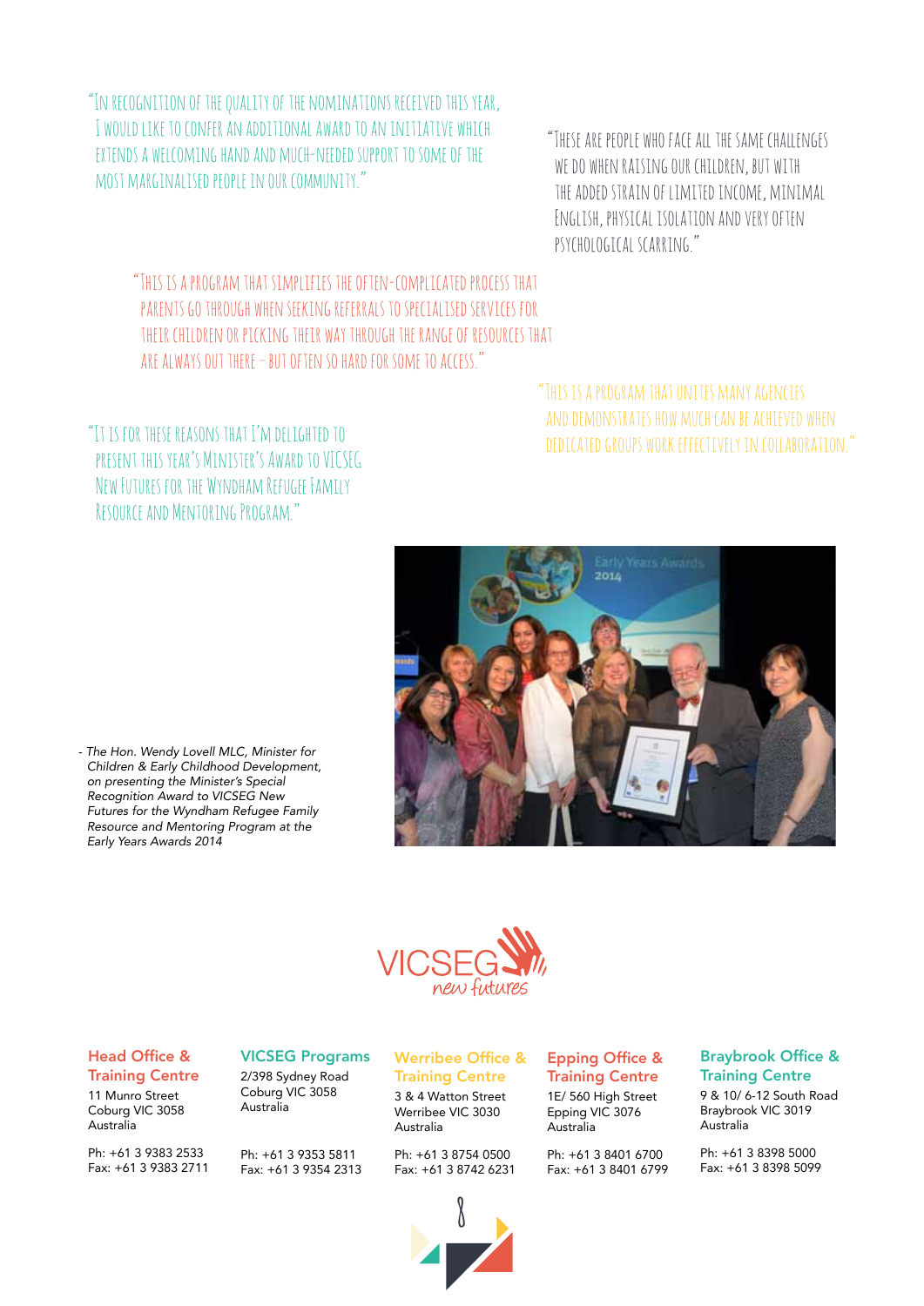"In recognition of the quality of the nominations received this year, I would like to confer an additional award to an initiative which extends a welcoming hand and much-needed support to some of the most marginalised people in our community."

"These are people who face all the same challenges we do when raising our children, but with the added strain of limited income, minimal English, physical isolation and very often psychological scarring."

"This is a program that simplifies the often-complicated process that parents go through when seeking referrals to specialised services for their children or picking their way through the range of resources that are always out there – but often so hard for some to access."

"This is a program that unites many agencies and demonstrates how much can be achieved when dedicated groups work effectively in collaboration."

"It is for these reasons that I'm delighted to present this year's Minister's Award to VICSEG New Futures for the Wyndham Refugee Family Resource and Mentoring Program."

*- The Hon. Wendy Lovell MLC, Minister for Children & Early Childhood Development, on presenting the Minister's Special Recognition Award to VICSEG New Futures for the Wyndham Refugee Family Resource and Mentoring Program at the Early Years Awards 2014*

VICSEG new futures

**Head Office & Training Centre**
11 Munro Street
Coburg VIC 3058
Australia

Ph: +61 3 9383 2533
Fax: +61 3 9383 2711

**VICSEG Programs**
2/398 Sydney Road
Coburg VIC 3058
Australia

Ph: +61 3 9353 5811
Fax: +61 3 9354 2313

**Werribee Office & Training Centre**
3 & 4 Watton Street
Werribee VIC 3030
Australia

Ph: +61 3 8754 0500
Fax: +61 3 8742 6231

**Epping Office & Training Centre**
1E/ 560 High Street
Epping VIC 3076
Australia

Ph: +61 3 8401 6700
Fax: +61 3 8401 6799

**Braybrook Office & Training Centre**
9 & 10/ 6-12 South Road
Braybrook VIC 3019
Australia

Ph: +61 3 8398 5000
Fax: +61 3 8398 5099